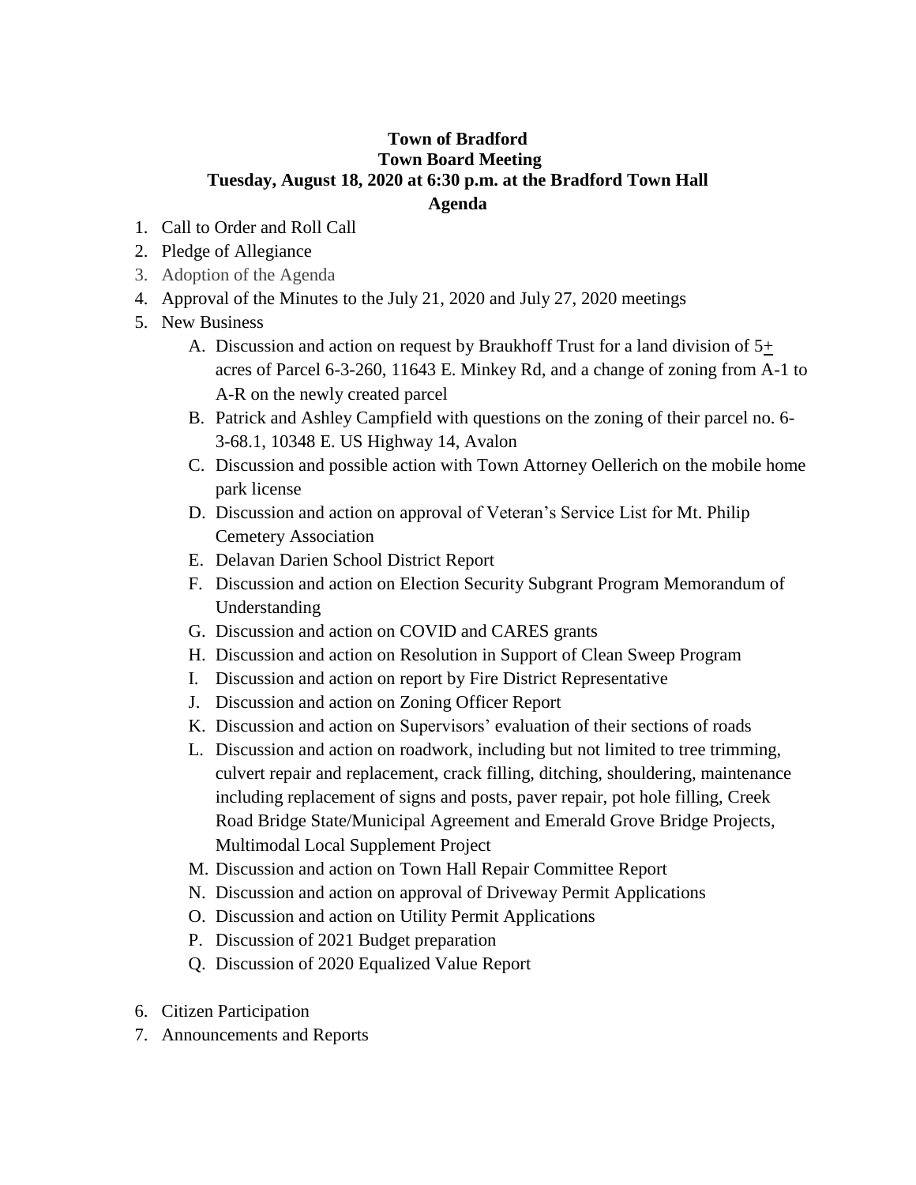**Town of Bradford**
**Town Board Meeting**
**Tuesday, August 18, 2020 at 6:30 p.m. at the Bradford Town Hall**
**Agenda**

1. Call to Order and Roll Call
2. Pledge of Allegiance
3. Adoption of the Agenda
4. Approval of the Minutes to the July 21, 2020 and July 27, 2020 meetings
5. New Business
   - A. Discussion and action on request by Braukhoff Trust for a land division of 5± acres of Parcel 6-3-260, 11643 E. Minkey Rd, and a change of zoning from A-1 to A-R on the newly created parcel
   - B. Patrick and Ashley Campfield with questions on the zoning of their parcel no. 6-3-68.1, 10348 E. US Highway 14, Avalon
   - C. Discussion and possible action with Town Attorney Oellerich on the mobile home park license
   - D. Discussion and action on approval of Veteran's Service List for Mt. Philip Cemetery Association
   - E. Delavan Darien School District Report
   - F. Discussion and action on Election Security Subgrant Program Memorandum of Understanding
   - G. Discussion and action on COVID and CARES grants
   - H. Discussion and action on Resolution in Support of Clean Sweep Program
   - I. Discussion and action on report by Fire District Representative
   - J. Discussion and action on Zoning Officer Report
   - K. Discussion and action on Supervisors' evaluation of their sections of roads
   - L. Discussion and action on roadwork, including but not limited to tree trimming, culvert repair and replacement, crack filling, ditching, shouldering, maintenance including replacement of signs and posts, paver repair, pot hole filling, Creek Road Bridge State/Municipal Agreement and Emerald Grove Bridge Projects, Multimodal Local Supplement Project
   - M. Discussion and action on Town Hall Repair Committee Report
   - N. Discussion and action on approval of Driveway Permit Applications
   - O. Discussion and action on Utility Permit Applications
   - P. Discussion of 2021 Budget preparation
   - Q. Discussion of 2020 Equalized Value Report
6. Citizen Participation
7. Announcements and Reports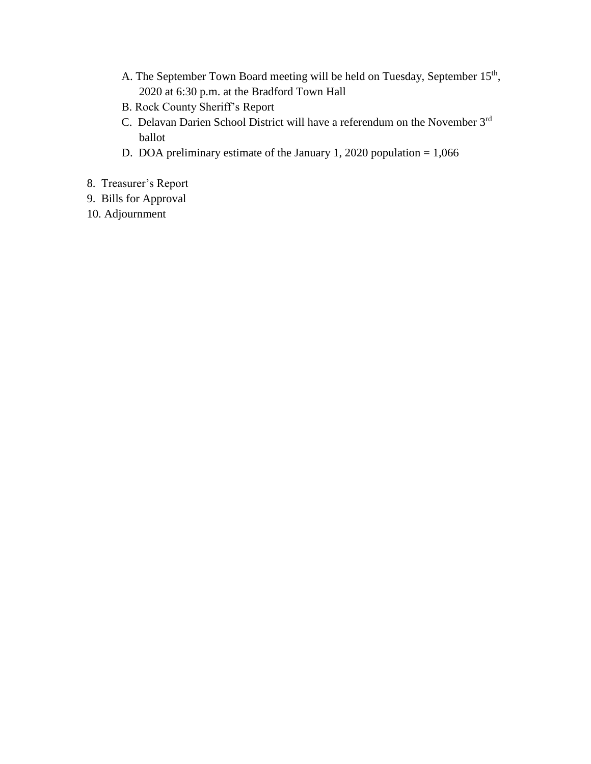A. The September Town Board meeting will be held on Tuesday, September 15th, 2020 at 6:30 p.m. at the Bradford Town Hall
B. Rock County Sheriff's Report
C. Delavan Darien School District will have a referendum on the November 3rd ballot
D. DOA preliminary estimate of the January 1, 2020 population = 1,066

8. Treasurer's Report
9. Bills for Approval
10. Adjournment